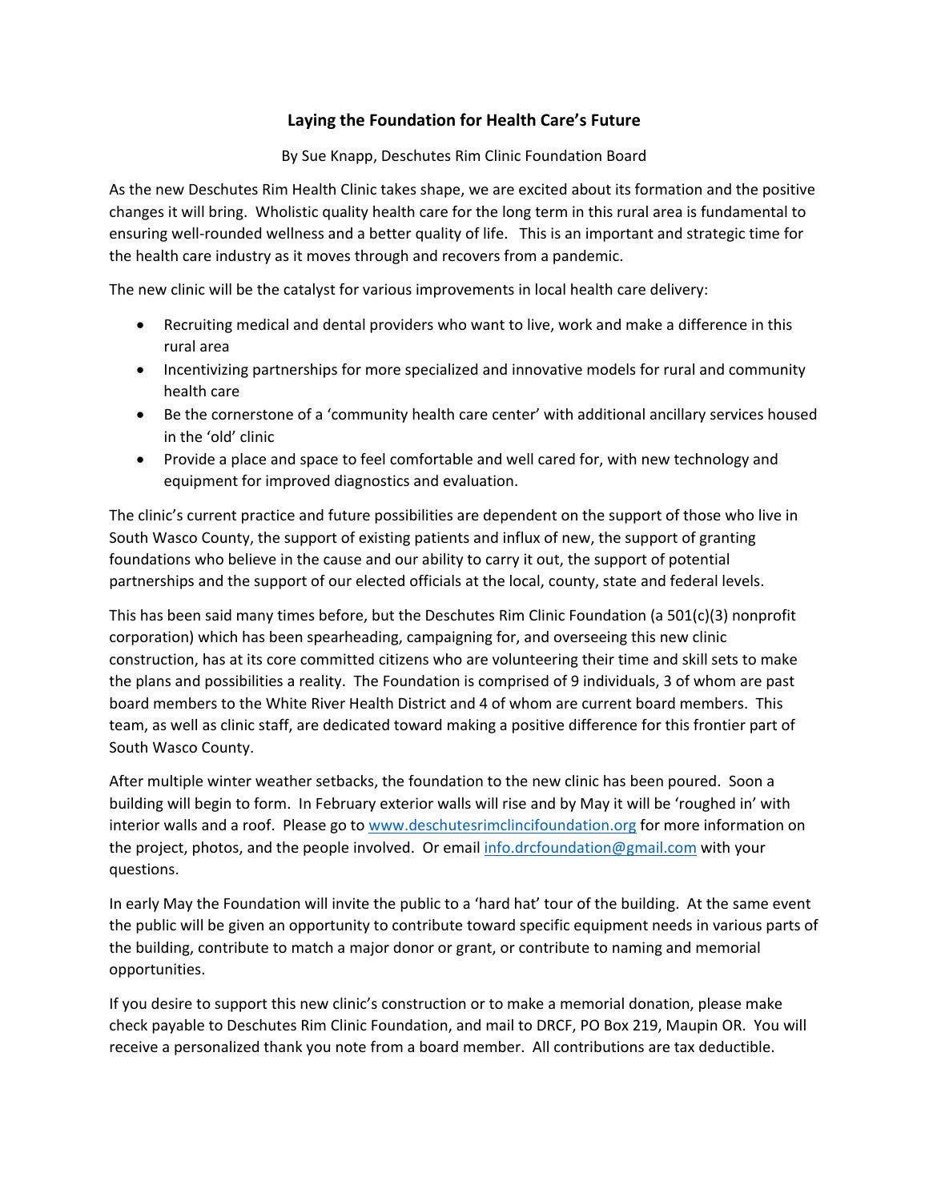# Laying the Foundation for Health Care's Future

By Sue Knapp, Deschutes Rim Clinic Foundation Board

As the new Deschutes Rim Health Clinic takes shape, we are excited about its formation and the positive changes it will bring. Wholistic quality health care for the long term in this rural area is fundamental to ensuring well-rounded wellness and a better quality of life. This is an important and strategic time for the health care industry as it moves through and recovers from a pandemic.

The new clinic will be the catalyst for various improvements in local health care delivery:

- Recruiting medical and dental providers who want to live, work and make a difference in this rural area
- Incentivizing partnerships for more specialized and innovative models for rural and community health care
- Be the cornerstone of a 'community health care center' with additional ancillary services housed in the 'old' clinic
- Provide a place and space to feel comfortable and well cared for, with new technology and equipment for improved diagnostics and evaluation.

The clinic's current practice and future possibilities are dependent on the support of those who live in South Wasco County, the support of existing patients and influx of new, the support of granting foundations who believe in the cause and our ability to carry it out, the support of potential partnerships and the support of our elected officials at the local, county, state and federal levels.

This has been said many times before, but the Deschutes Rim Clinic Foundation (a 501(c)(3) nonprofit corporation) which has been spearheading, campaigning for, and overseeing this new clinic construction, has at its core committed citizens who are volunteering their time and skill sets to make the plans and possibilities a reality. The Foundation is comprised of 9 individuals, 3 of whom are past board members to the White River Health District and 4 of whom are current board members. This team, as well as clinic staff, are dedicated toward making a positive difference for this frontier part of South Wasco County.

After multiple winter weather setbacks, the foundation to the new clinic has been poured. Soon a building will begin to form. In February exterior walls will rise and by May it will be 'roughed in' with interior walls and a roof. Please go to [www.deschutesrimclincifoundation.org](http://www.deschutesrimclincifoundation.org) for more information on the project, photos, and the people involved. Or email [info.drcfoundation@gmail.com](mailto:info.drcfoundation@gmail.com) with your questions.

In early May the Foundation will invite the public to a 'hard hat' tour of the building. At the same event the public will be given an opportunity to contribute toward specific equipment needs in various parts of the building, contribute to match a major donor or grant, or contribute to naming and memorial opportunities.

If you desire to support this new clinic's construction or to make a memorial donation, please make check payable to Deschutes Rim Clinic Foundation, and mail to DRCF, PO Box 219, Maupin OR. You will receive a personalized thank you note from a board member. All contributions are tax deductible.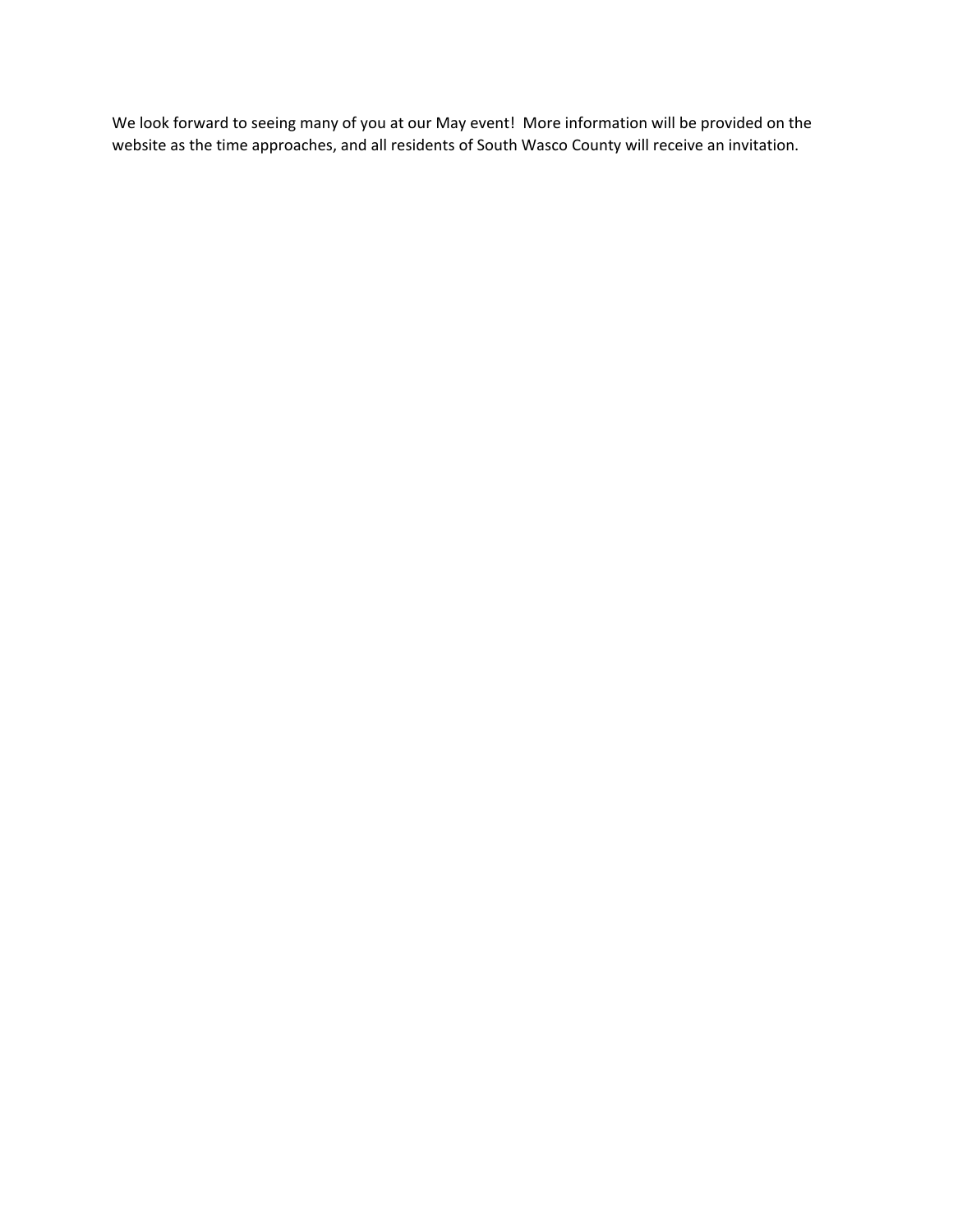We look forward to seeing many of you at our May event! More information will be provided on the website as the time approaches, and all residents of South Wasco County will receive an invitation.